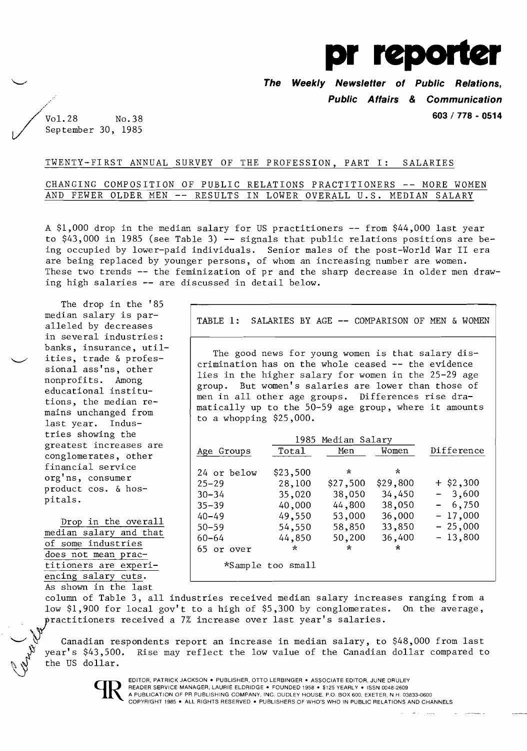# pr reporter

**The Weekly Newsletter of Public Relations, Public Affairs & Communication**

603 / 778 - 0514

Vol.28 No.38
September 30, 1985

## TWENTY-FIRST ANNUAL SURVEY OF THE PROFESSION, PART I: SALARIES

## CHANGING COMPOSITION OF PUBLIC RELATIONS PRACTITIONERS -- MORE WOMEN AND FEWER OLDER MEN -- RESULTS IN LOWER OVERALL U.S. MEDIAN SALARY

A $1,000 drop in the median salary for US practitioners -- from $44,000 last year to $43,000 in 1985 (see Table 3) -- signals that public relations positions are being occupied by lower-paid individuals. Senior males of the post-World War II era are being replaced by younger persons, of whom an increasing number are women. These two trends -- the feminization of pr and the sharp decrease in older men drawing high salaries -- are discussed in detail below.

The drop in the '85 median salary is paralleled by decreases in several industries: banks, insurance, utilities, trade & professional ass'ns, other nonprofits. Among educational institutions, the median remains unchanged from last year. Industries showing the greatest increases are conglomerates, other financial service org'ns, consumer product cos. & hospitals.

### TABLE 1: SALARIES BY AGE -- COMPARISON OF MEN & WOMEN

The good news for young women is that salary discrimination has on the whole ceased -- the evidence lies in the higher salary for women in the 25-29 age group. But women's salaries are lower than those of men in all other age groups. Differences rise dramatically up to the 50-59 age group, where it amounts to a whopping $25,000.

| Age Groups | 1985 Median Salary | | | Difference |
|---|---|---|---|---|
| | Total | Men | Women | |
| 24 or below | $23,500 | * | * | |
| 25–29 | 28,100 | $27,500 | $29,800 | + $2,300 |
| 30–34 | 35,020 | 38,050 | 34,450 | − 3,600 |
| 35–39 | 40,000 | 44,800 | 38,050 | − 6,750 |
| 40–49 | 49,550 | 53,000 | 36,000 | − 17,000 |
| 50–59 | 54,550 | 58,850 | 33,850 | − 25,000 |
| 60–64 | 44,850 | 50,200 | 36,400 | − 13,800 |
| 65 or over | * | * | * | |

*Sample too small

Drop in the overall median salary and that of some industries does not mean practitioners are experiencing salary cuts. As shown in the last column of Table 3, all industries received median salary increases ranging from a low $1,900 for local gov't to a high of $5,300 by conglomerates. On the average, practitioners received a 7% increase over last year's salaries.

Canadian respondents report an increase in median salary, to $48,000 from last year's $43,500. Rise may reflect the low value of the Canadian dollar compared to the US dollar.

EDITOR, PATRICK JACKSON • PUBLISHER, OTTO LERBINGER • ASSOCIATE EDITOR, JUNE DRULEY
READER SERVICE MANAGER, LAURIE ELDRIDGE • FOUNDED 1958 • $125 YEARLY • ISSN 0048-2609
A PUBLICATION OF PR PUBLISHING COMPANY, INC. DUDLEY HOUSE, P.O. BOX 600, EXETER, N.H. 03833-0600
COPYRIGHT 1985 • ALL RIGHTS RESERVED • PUBLISHERS OF WHO'S WHO IN PUBLIC RELATIONS AND CHANNELS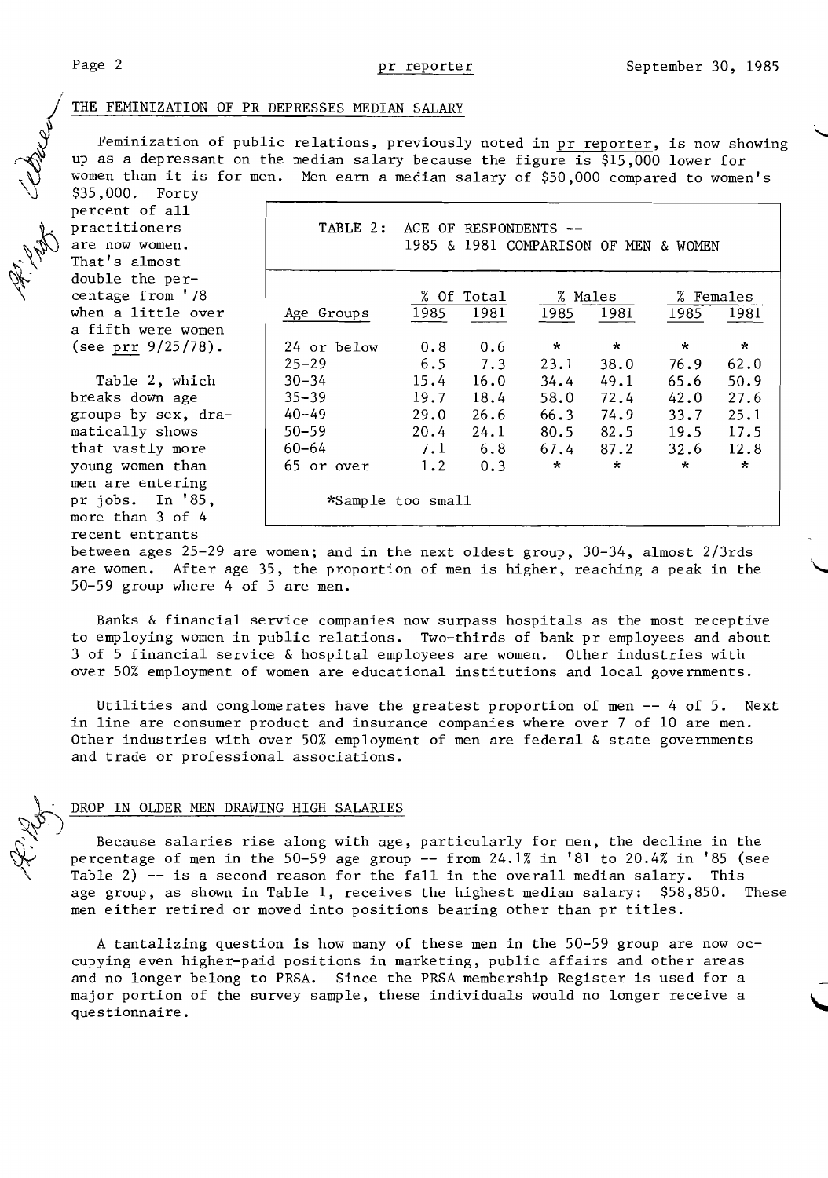## THE FEMINIZATION OF PR DEPRESSES MEDIAN SALARY

Feminization of public relations, previously noted in pr reporter, is now showing up as a depressant on the median salary because the figure is $15,000 lower for women than it is for men. Men earn a median salary of $50,000 compared to women's $35,000. Forty percent of all practitioners are now women. That's almost double the percentage from '78 when a little over a fifth were women (see prr 9/25/78).

| TABLE 2: AGE OF RESPONDENTS -- 1985 & 1981 COMPARISON OF MEN & WOMEN | | | | | | |
|---|---|---|---|---|---|---|
| | % Of Total | | % Males | | % Females | |
| Age Groups | 1985 | 1981 | 1985 | 1981 | 1985 | 1981 |
| 24 or below | 0.8 | 0.6 | * | * | * | * |
| 25-29 | 6.5 | 7.3 | 23.1 | 38.0 | 76.9 | 62.0 |
| 30-34 | 15.4 | 16.0 | 34.4 | 49.1 | 65.6 | 50.9 |
| 35-39 | 19.7 | 18.4 | 58.0 | 72.4 | 42.0 | 27.6 |
| 40-49 | 29.0 | 26.6 | 66.3 | 74.9 | 33.7 | 25.1 |
| 50-59 | 20.4 | 24.1 | 80.5 | 82.5 | 19.5 | 17.5 |
| 60-64 | 7.1 | 6.8 | 67.4 | 87.2 | 32.6 | 12.8 |
| 65 or over | 1.2 | 0.3 | * | * | * | * |

*Sample too small

Table 2, which breaks down age groups by sex, dramatically shows that vastly more young women than men are entering pr jobs. In '85, more than 3 of 4 recent entrants between ages 25-29 are women; and in the next oldest group, 30-34, almost 2/3rds are women. After age 35, the proportion of men is higher, reaching a peak in the 50-59 group where 4 of 5 are men.

Banks & financial service companies now surpass hospitals as the most receptive to employing women in public relations. Two-thirds of bank pr employees and about 3 of 5 financial service & hospital employees are women. Other industries with over 50% employment of women are educational institutions and local governments.

Utilities and conglomerates have the greatest proportion of men -- 4 of 5. Next in line are consumer product and insurance companies where over 7 of 10 are men. Other industries with over 50% employment of men are federal & state governments and trade or professional associations.

## DROP IN OLDER MEN DRAWING HIGH SALARIES

Because salaries rise along with age, particularly for men, the decline in the percentage of men in the 50-59 age group -- from 24.1% in '81 to 20.4% in '85 (see Table 2) -- is a second reason for the fall in the overall median salary. This age group, as shown in Table 1, receives the highest median salary: $58,850. These men either retired or moved into positions bearing other than pr titles.

A tantalizing question is how many of these men in the 50-59 group are now occupying even higher-paid positions in marketing, public affairs and other areas and no longer belong to PRSA. Since the PRSA membership Register is used for a major portion of the survey sample, these individuals would no longer receive a questionnaire.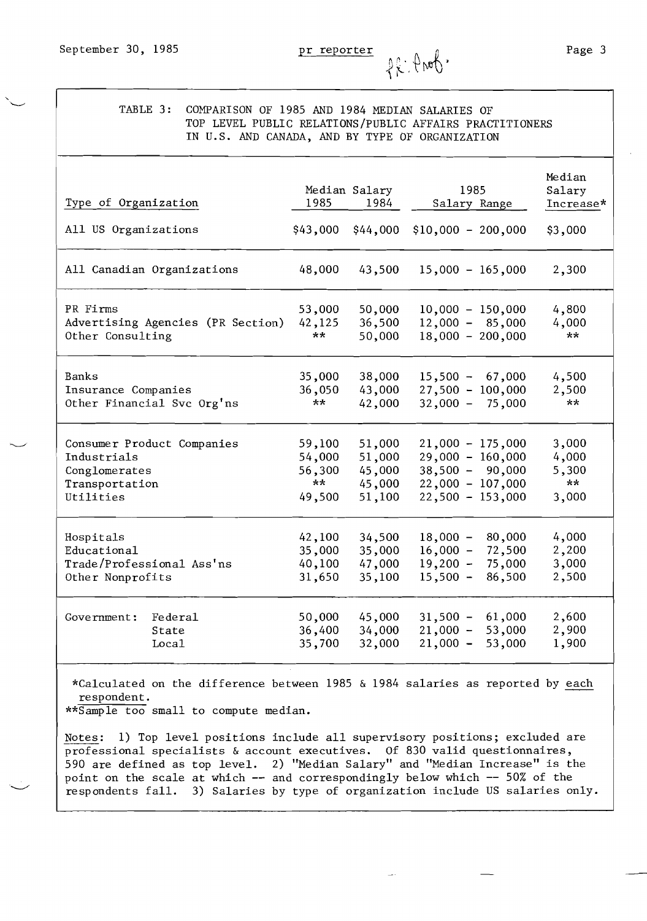TABLE 3: COMPARISON OF 1985 AND 1984 MEDIAN SALARIES OF TOP LEVEL PUBLIC RELATIONS/PUBLIC AFFAIRS PRACTITIONERS IN U.S. AND CANADA, AND BY TYPE OF ORGANIZATION

| Type of Organization | Median Salary 1985 | Median Salary 1984 | 1985 Salary Range | Median Salary Increase* |
|---|---|---|---|---|
| All US Organizations | $43,000 | $44,000 | $10,000 - 200,000 | $3,000 |
| All Canadian Organizations | 48,000 | 43,500 | 15,000 - 165,000 | 2,300 |
| PR Firms | 53,000 | 50,000 | 10,000 - 150,000 | 4,800 |
| Advertising Agencies (PR Section) | 42,125 | 36,500 | 12,000 - 85,000 | 4,000 |
| Other Consulting | ** | 50,000 | 18,000 - 200,000 | ** |
| Banks | 35,000 | 38,000 | 15,500 - 67,000 | 4,500 |
| Insurance Companies | 36,050 | 43,000 | 27,500 - 100,000 | 2,500 |
| Other Financial Svc Org'ns | ** | 42,000 | 32,000 - 75,000 | ** |
| Consumer Product Companies | 59,100 | 51,000 | 21,000 - 175,000 | 3,000 |
| Industrials | 54,000 | 51,000 | 29,000 - 160,000 | 4,000 |
| Conglomerates | 56,300 | 45,000 | 38,500 - 90,000 | 5,300 |
| Transportation | ** | 45,000 | 22,000 - 107,000 | ** |
| Utilities | 49,500 | 51,100 | 22,500 - 153,000 | 3,000 |
| Hospitals | 42,100 | 34,500 | 18,000 - 80,000 | 4,000 |
| Educational | 35,000 | 35,000 | 16,000 - 72,500 | 2,200 |
| Trade/Professional Ass'ns | 40,100 | 47,000 | 19,200 - 75,000 | 3,000 |
| Other Nonprofits | 31,650 | 35,100 | 15,500 - 86,500 | 2,500 |
| Government: Federal | 50,000 | 45,000 | 31,500 - 61,000 | 2,600 |
| Government: State | 36,400 | 34,000 | 21,000 - 53,000 | 2,900 |
| Government: Local | 35,700 | 32,000 | 21,000 - 53,000 | 1,900 |

*Calculated on the difference between 1985 & 1984 salaries as reported by each respondent.
**Sample too small to compute median.

Notes: 1) Top level positions include all supervisory positions; excluded are professional specialists & account executives. Of 830 valid questionnaires, 590 are defined as top level. 2) "Median Salary" and "Median Increase" is the point on the scale at which -- and correspondingly below which -- 50% of the respondents fall. 3) Salaries by type of organization include US salaries only.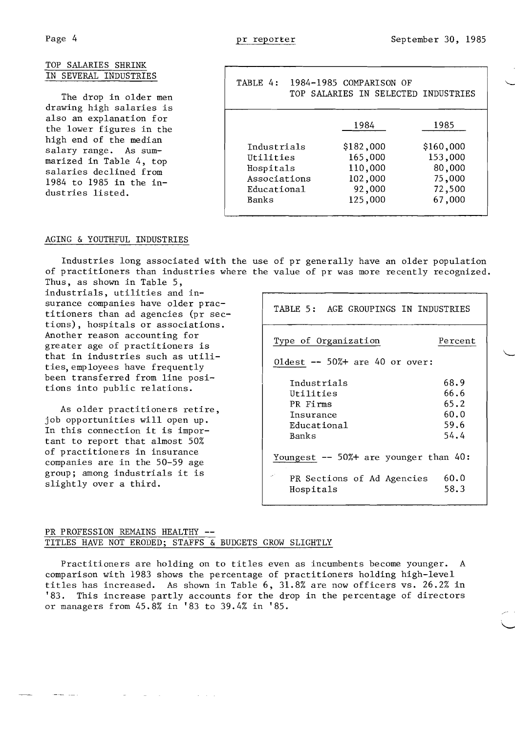## TOP SALARIES SHRINK IN SEVERAL INDUSTRIES

The drop in older men drawing high salaries is also an explanation for the lower figures in the high end of the median salary range. As summarized in Table 4, top salaries declined from 1984 to 1985 in the industries listed.

TABLE 4: 1984-1985 COMPARISON OF TOP SALARIES IN SELECTED INDUSTRIES

| | 1984 | 1985 |
|---|---|---|
| Industrials | $182,000 | $160,000 |
| Utilities | 165,000 | 153,000 |
| Hospitals | 110,000 | 80,000 |
| Associations | 102,000 | 75,000 |
| Educational | 92,000 | 72,500 |
| Banks | 125,000 | 67,000 |

## AGING & YOUTHFUL INDUSTRIES

Industries long associated with the use of pr generally have an older population of practitioners than industries where the value of pr was more recently recognized. Thus, as shown in Table 5, industrials, utilities and insurance companies have older practitioners than ad agencies (pr sections), hospitals or associations. Another reason accounting for greater age of practitioners is that in industries such as utilities, employees have frequently been transferred from line positions into public relations.

As older practitioners retire, job opportunities will open up. In this connection it is important to report that almost 50% of practitioners in insurance companies are in the 50-59 age group; among industrials it is slightly over a third.

TABLE 5: AGE GROUPINGS IN INDUSTRIES

| Type of Organization | Percent |
|---|---|
| **Oldest -- 50%+ are 40 or over:** | |
| Industrials | 68.9 |
| Utilities | 66.6 |
| PR Firms | 65.2 |
| Insurance | 60.0 |
| Educational | 59.6 |
| Banks | 54.4 |
| **Youngest -- 50%+ are younger than 40:** | |
| PR Sections of Ad Agencies | 60.0 |
| Hospitals | 58.3 |

## PR PROFESSION REMAINS HEALTHY -- TITLES HAVE NOT ERODED; STAFFS & BUDGETS GROW SLIGHTLY

Practitioners are holding on to titles even as incumbents become younger. A comparison with 1983 shows the percentage of practitioners holding high-level titles has increased. As shown in Table 6, 31.8% are now officers vs. 26.2% in '83. This increase partly accounts for the drop in the percentage of directors or managers from 45.8% in '83 to 39.4% in '85.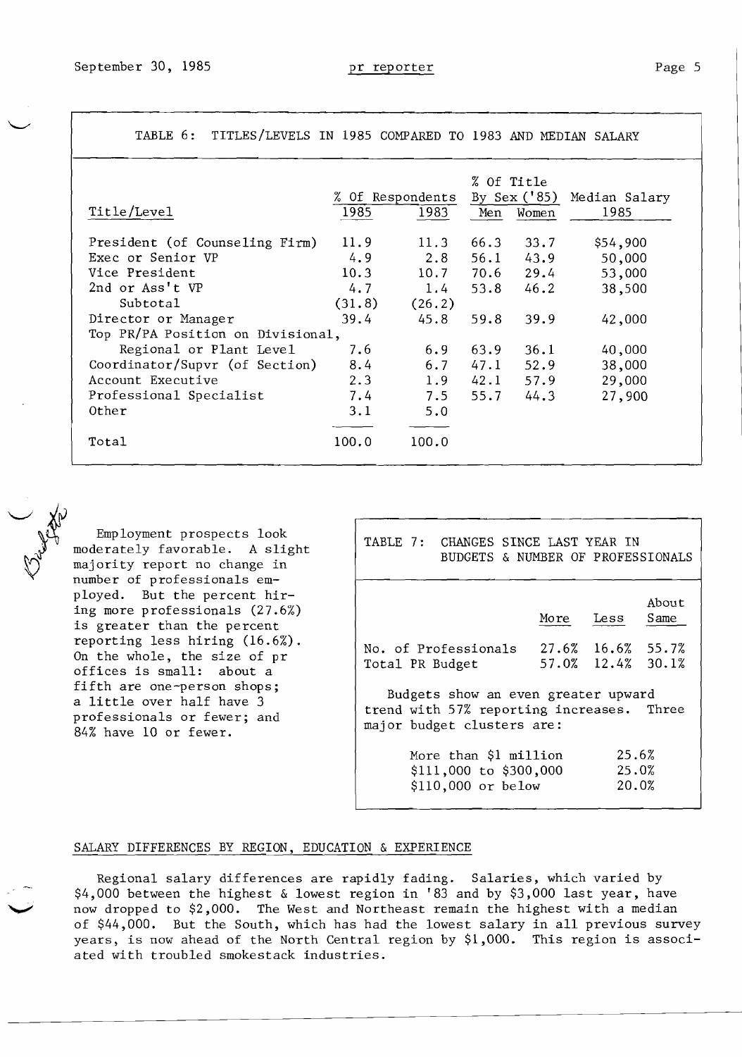TABLE 6: TITLES/LEVELS IN 1985 COMPARED TO 1983 AND MEDIAN SALARY

| Title/Level | % Of Respondents 1985 | % Of Respondents 1983 | % Of Title By Sex ('85) Men | % Of Title By Sex ('85) Women | Median Salary 1985 |
|---|---|---|---|---|---|
| President (of Counseling Firm) | 11.9 | 11.3 | 66.3 | 33.7 | $54,900 |
| Exec or Senior VP | 4.9 | 2.8 | 56.1 | 43.9 | 50,000 |
| Vice President | 10.3 | 10.7 | 70.6 | 29.4 | 53,000 |
| 2nd or Ass't VP | 4.7 | 1.4 | 53.8 | 46.2 | 38,500 |
| Subtotal | (31.8) | (26.2) | | | |
| Director or Manager | 39.4 | 45.8 | 59.8 | 39.9 | 42,000 |
| Top PR/PA Position on Divisional, Regional or Plant Level | 7.6 | 6.9 | 63.9 | 36.1 | 40,000 |
| Coordinator/Supvr (of Section) | 8.4 | 6.7 | 47.1 | 52.9 | 38,000 |
| Account Executive | 2.3 | 1.9 | 42.1 | 57.9 | 29,000 |
| Professional Specialist | 7.4 | 7.5 | 55.7 | 44.3 | 27,900 |
| Other | 3.1 | 5.0 | | | |
| Total | 100.0 | 100.0 | | | |

Employment prospects look moderately favorable. A slight majority report no change in number of professionals employed. But the percent hiring more professionals (27.6%) is greater than the percent reporting less hiring (16.6%). On the whole, the size of pr offices is small: about a fifth are one-person shops; a little over half have 3 professionals or fewer; and 84% have 10 or fewer.

TABLE 7: CHANGES SINCE LAST YEAR IN BUDGETS & NUMBER OF PROFESSIONALS

| | More | Less | About Same |
|---|---|---|---|
| No. of Professionals | 27.6% | 16.6% | 55.7% |
| Total PR Budget | 57.0% | 12.4% | 30.1% |

Budgets show an even greater upward trend with 57% reporting increases. Three major budget clusters are:

| | |
|---|---|
| More than $1 million | 25.6% |
| $111,000 to $300,000 | 25.0% |
| $110,000 or below | 20.0% |

## SALARY DIFFERENCES BY REGION, EDUCATION & EXPERIENCE

Regional salary differences are rapidly fading. Salaries, which varied by $4,000 between the highest & lowest region in '83 and by $3,000 last year, have now dropped to $2,000. The West and Northeast remain the highest with a median of $44,000. But the South, which has had the lowest salary in all previous survey years, is now ahead of the North Central region by $1,000. This region is associated with troubled smokestack industries.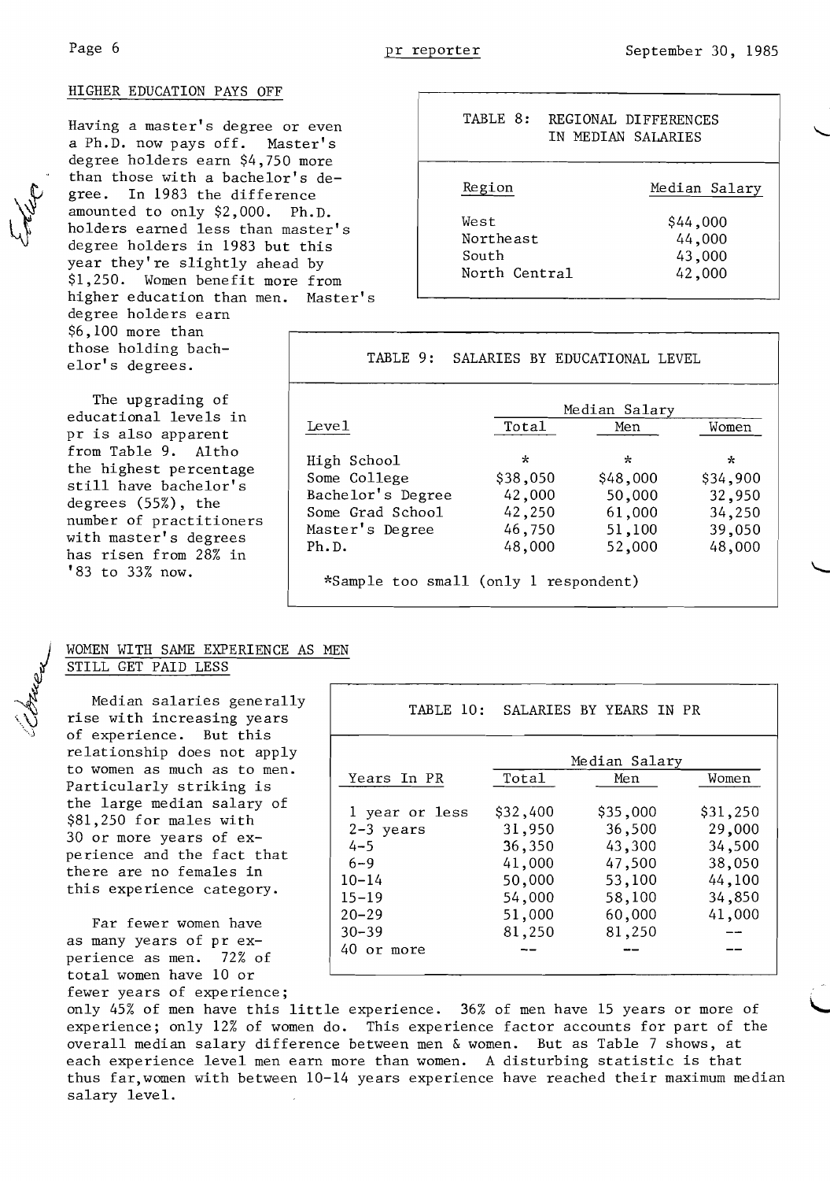## HIGHER EDUCATION PAYS OFF

Having a master's degree or even a Ph.D. now pays off. Master's degree holders earn $4,750 more than those with a bachelor's degree. In 1983 the difference amounted to only $2,000. Ph.D. holders earned less than master's degree holders in 1983 but this year they're slightly ahead by $1,250. Women benefit more from higher education than men. Master's degree holders earn $6,100 more than those holding bachelor's degrees.

The upgrading of educational levels in pr is also apparent from Table 9. Altho the highest percentage still have bachelor's degrees (55%), the number of practitioners with master's degrees has risen from 28% in '83 to 33% now.

**TABLE 8: REGIONAL DIFFERENCES IN MEDIAN SALARIES**

| Region | Median Salary |
|---|---|
| West | $44,000 |
| Northeast | 44,000 |
| South | 43,000 |
| North Central | 42,000 |

**TABLE 9: SALARIES BY EDUCATIONAL LEVEL**

| | Median Salary | | |
|---|---|---|---|
| Level | Total | Men | Women |
| High School | * | * | * |
| Some College | $38,050 | $48,000 | $34,900 |
| Bachelor's Degree | 42,000 | 50,000 | 32,950 |
| Some Grad School | 42,250 | 61,000 | 34,250 |
| Master's Degree | 46,750 | 51,100 | 39,050 |
| Ph.D. | 48,000 | 52,000 | 48,000 |

*Sample too small (only 1 respondent)

## WOMEN WITH SAME EXPERIENCE AS MEN STILL GET PAID LESS

Median salaries generally rise with increasing years of experience. But this relationship does not apply to women as much as to men. Particularly striking is the large median salary of $81,250 for males with 30 or more years of experience and the fact that there are no females in this experience category.

**TABLE 10: SALARIES BY YEARS IN PR**

| | Median Salary | | |
|---|---|---|---|
| Years In PR | Total | Men | Women |
| 1 year or less | $32,400 | $35,000 | $31,250 |
| 2-3 years | 31,950 | 36,500 | 29,000 |
| 4-5 | 36,350 | 43,300 | 34,500 |
| 6-9 | 41,000 | 47,500 | 38,050 |
| 10-14 | 50,000 | 53,100 | 44,100 |
| 15-19 | 54,000 | 58,100 | 34,850 |
| 20-29 | 51,000 | 60,000 | 41,000 |
| 30-39 | 81,250 | 81,250 | -- |
| 40 or more | -- | -- | -- |

Far fewer women have as many years of pr experience as men. 72% of total women have 10 or fewer years of experience; only 45% of men have this little experience. 36% of men have 15 years or more of experience; only 12% of women do. This experience factor accounts for part of the overall median salary difference between men & women. But as Table 7 shows, at each experience level men earn more than women. A disturbing statistic is that thus far, women with between 10-14 years experience have reached their maximum median salary level.